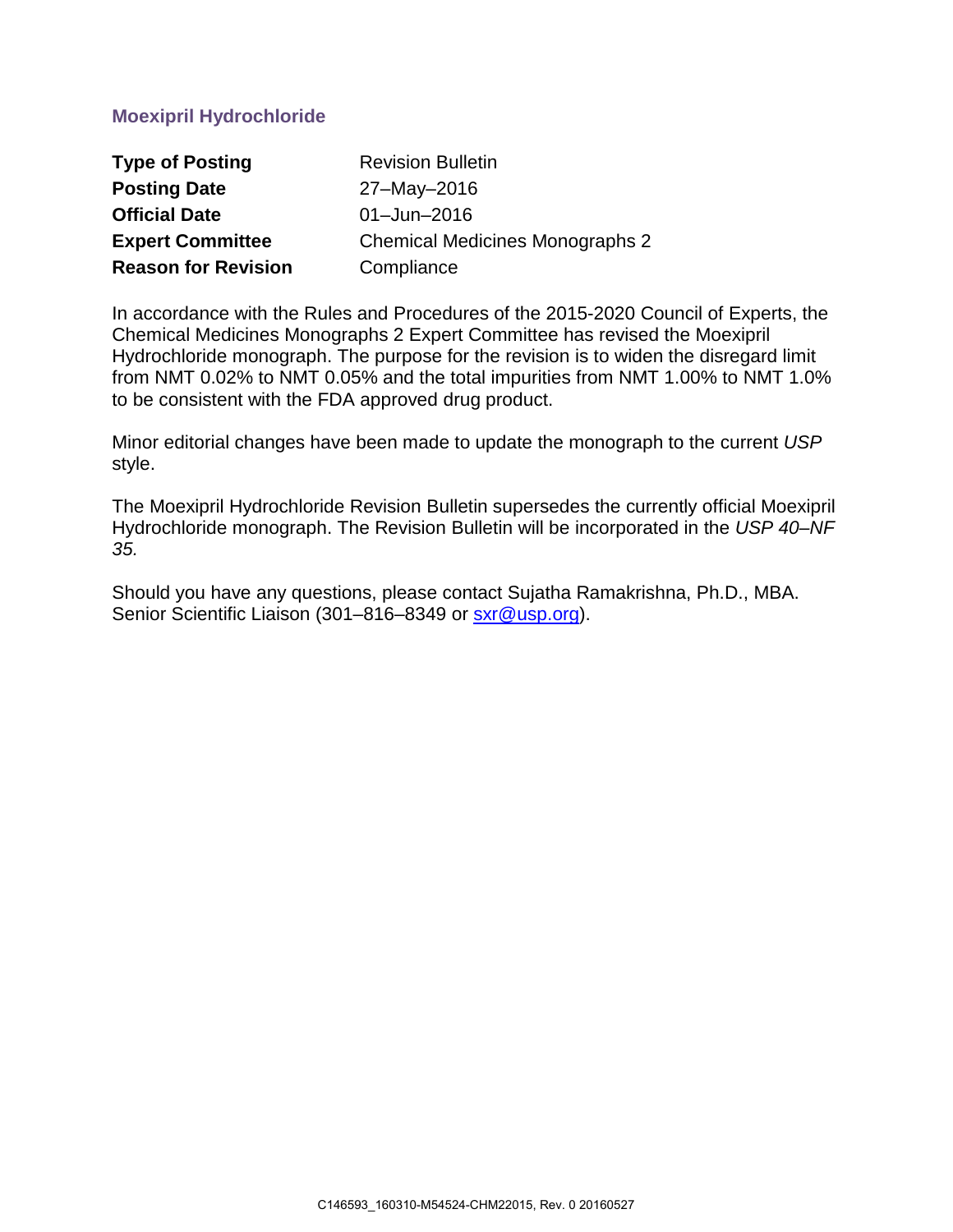## Moexipril Hydrochloride

| | |
|---|---|
| **Type of Posting** | Revision Bulletin |
| **Posting Date** | 27–May–2016 |
| **Official Date** | 01–Jun–2016 |
| **Expert Committee** | Chemical Medicines Monographs 2 |
| **Reason for Revision** | Compliance |

In accordance with the Rules and Procedures of the 2015-2020 Council of Experts, the Chemical Medicines Monographs 2 Expert Committee has revised the Moexipril Hydrochloride monograph. The purpose for the revision is to widen the disregard limit from NMT 0.02% to NMT 0.05% and the total impurities from NMT 1.00% to NMT 1.0% to be consistent with the FDA approved drug product.

Minor editorial changes have been made to update the monograph to the current *USP* style.

The Moexipril Hydrochloride Revision Bulletin supersedes the currently official Moexipril Hydrochloride monograph. The Revision Bulletin will be incorporated in the *USP 40–NF 35.*

Should you have any questions, please contact Sujatha Ramakrishna, Ph.D., MBA. Senior Scientific Liaison (301–816–8349 or sxr@usp.org).

C146593_160310-M54524-CHM22015, Rev. 0 20160527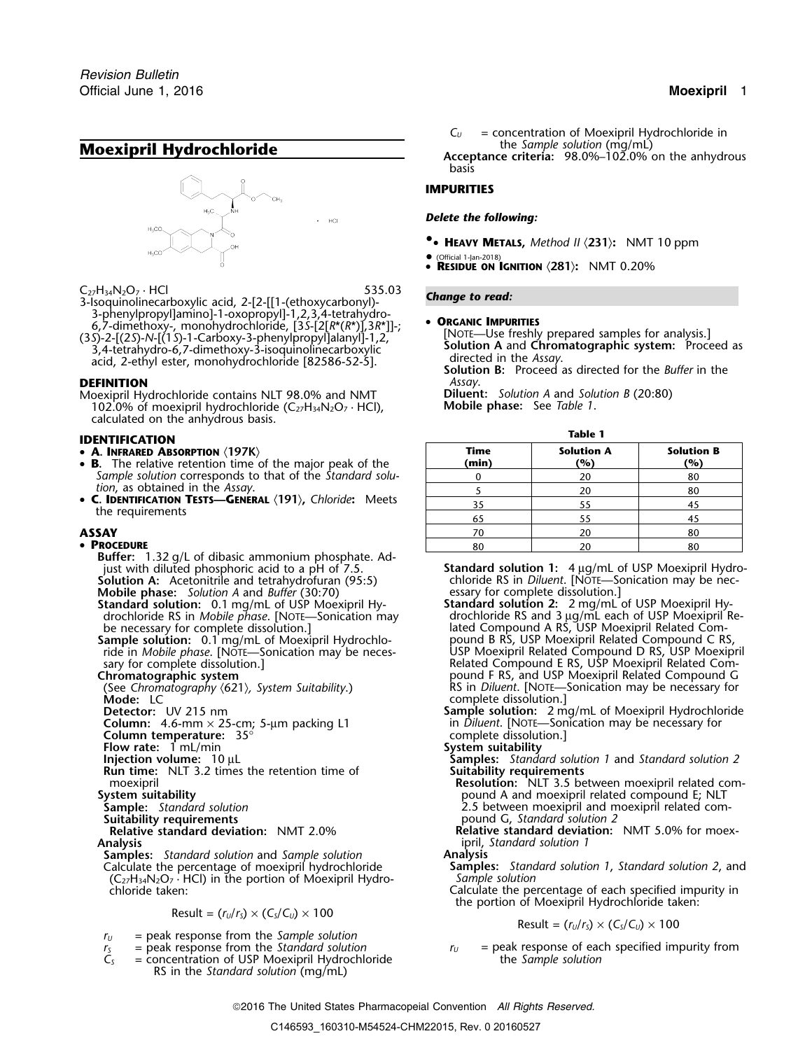## Moexipril Hydrochloride

$C_{27}H_{34}N_2O_7 \cdot HCl$ 535.03

3-Isoquinolinecarboxylic acid, 2-[2-[[1-(ethoxycarbonyl)-3-phenylpropyl]amino]-1-oxopropyl]-1,2,3,4-tetrahydro-6,7-dimethoxy-, monohydrochloride, [3*S*-[2[*R**(*R**)],3*R**]]-;
(3*S*)-2-[(2*S*)-*N*-[(1*S*)-1-Carboxy-3-phenylpropyl]alanyl]-1,2,3,4-tetrahydro-6,7-dimethoxy-3-isoquinolinecarboxylic acid, 2-ethyl ester, monohydrochloride [82586-52-5].

### DEFINITION

Moexipril Hydrochloride contains NLT 98.0% and NMT 102.0% of moexipril hydrochloride ($C_{27}H_{34}N_2O_7 \cdot HCl$), calculated on the anhydrous basis.

### IDENTIFICATION

- **A. Infrared Absorption** ⟨197K⟩
- **B.** The relative retention time of the major peak of the *Sample solution* corresponds to that of the *Standard solution*, as obtained in the *Assay*.
- **C. Identification Tests—General** ⟨191⟩, *Chloride*: Meets the requirements

### ASSAY

- **Procedure**

**Buffer:** 1.32 g/L of dibasic ammonium phosphate. Adjust with diluted phosphoric acid to a pH of 7.5.

**Solution A:** Acetonitrile and tetrahydrofuran (95:5)

**Mobile phase:** *Solution A* and *Buffer* (30:70)

**Standard solution:** 0.1 mg/mL of USP Moexipril Hydrochloride RS in *Mobile phase*. [Note—Sonication may be necessary for complete dissolution.]

**Sample solution:** 0.1 mg/mL of Moexipril Hydrochloride in *Mobile phase*. [Note—Sonication may be necessary for complete dissolution.]

**Chromatographic system**

(See *Chromatography* ⟨621⟩, *System Suitability*.)

**Mode:** LC

**Detector:** UV 215 nm

**Column:** 4.6-mm × 25-cm; 5-µm packing L1

**Column temperature:** 35°

**Flow rate:** 1 mL/min

**Injection volume:** 10 µL

**Run time:** NLT 3.2 times the retention time of moexipril

**System suitability**

**Sample:** *Standard solution*

**Suitability requirements**

**Relative standard deviation:** NMT 2.0%

**Analysis**

**Samples:** *Standard solution* and *Sample solution*

Calculate the percentage of moexipril hydrochloride ($C_{27}H_{34}N_2O_7 \cdot HCl$) in the portion of Moexipril Hydrochloride taken:

$$\text{Result} = (r_U/r_S) \times (C_S/C_U) \times 100$$

$r_U$ = peak response from the *Sample solution*
$r_S$ = peak response from the *Standard solution*
$C_S$ = concentration of USP Moexipril Hydrochloride RS in the *Standard solution* (mg/mL)
$C_U$ = concentration of Moexipril Hydrochloride in the *Sample solution* (mg/mL)

**Acceptance criteria:** 98.0%–102.0% on the anhydrous basis

### IMPURITIES

*Delete the following:*

- **Heavy Metals,** *Method II* ⟨231⟩: NMT 10 ppm (Official 1-Jan-2018)
- **Residue on Ignition** ⟨281⟩: NMT 0.20%

*Change to read:*

- **Organic Impurities**

[Note—Use freshly prepared samples for analysis.]

**Solution A** and **Chromatographic system:** Proceed as directed in the *Assay*.

**Solution B:** Proceed as directed for the *Buffer* in the *Assay*.

**Diluent:** *Solution A* and *Solution B* (20:80)

**Mobile phase:** See *Table 1*.

**Table 1**

| Time (min) | Solution A (%) | Solution B (%) |
|---|---|---|
| 0 | 20 | 80 |
| 5 | 20 | 80 |
| 35 | 55 | 45 |
| 65 | 55 | 45 |
| 70 | 20 | 80 |
| 80 | 20 | 80 |

**Standard solution 1:** 4 µg/mL of USP Moexipril Hydrochloride RS in *Diluent*. [Note—Sonication may be necessary for complete dissolution.]

**Standard solution 2:** 2 mg/mL of USP Moexipril Hydrochloride RS and 3 µg/mL each of USP Moexipril Related Compound A RS, USP Moexipril Related Compound B RS, USP Moexipril Related Compound C RS, USP Moexipril Related Compound D RS, USP Moexipril Related Compound E RS, USP Moexipril Related Compound F RS, and USP Moexipril Related Compound G RS in *Diluent*. [Note—Sonication may be necessary for complete dissolution.]

**Sample solution:** 2 mg/mL of Moexipril Hydrochloride in *Diluent*. [Note—Sonication may be necessary for complete dissolution.]

**System suitability**

**Samples:** *Standard solution 1* and *Standard solution 2*

**Suitability requirements**

**Resolution:** NLT 3.5 between moexipril related compound A and moexipril related compound E; NLT 2.5 between moexipril and moexipril related compound G, *Standard solution 2*

**Relative standard deviation:** NMT 5.0% for moexipril, *Standard solution 1*

**Analysis**

**Samples:** *Standard solution 1*, *Standard solution 2*, and *Sample solution*

Calculate the percentage of each specified impurity in the portion of Moexipril Hydrochloride taken:

$$\text{Result} = (r_U/r_S) \times (C_S/C_U) \times 100$$

$r_U$ = peak response of each specified impurity from the *Sample solution*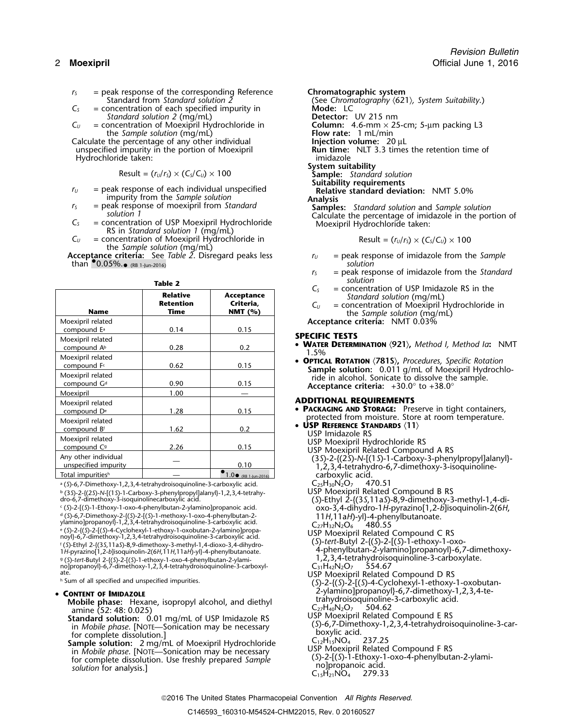$r_S$ = peak response of the corresponding Reference Standard from *Standard solution 2*

$C_S$ = concentration of each specified impurity in *Standard solution 2* (mg/mL)

$C_U$ = concentration of Moexipril Hydrochloride in the *Sample solution* (mg/mL)

Calculate the percentage of any other individual unspecified impurity in the portion of Moexipril Hydrochloride taken:

$$\text{Result} = (r_U/r_S) \times (C_S/C_U) \times 100$$

$r_U$ = peak response of each individual unspecified impurity from the *Sample solution*

$r_S$ = peak response of moexipril from *Standard solution 1*

$C_S$ = concentration of USP Moexipril Hydrochloride RS in *Standard solution 1* (mg/mL)

$C_U$ = concentration of Moexipril Hydrochloride in the *Sample solution* (mg/mL)

**Acceptance criteria:** See *Table 2*. Disregard peaks less than •0.05%.• (RB 1-Jun-2016)

**Table 2**

| Name | Relative Retention Time | Acceptance Criteria, NMT (%) |
|---|---|---|
| Moexipril related compound E[a] | 0.14 | 0.15 |
| Moexipril related compound A[b] | 0.28 | 0.2 |
| Moexipril related compound F[c] | 0.62 | 0.15 |
| Moexipril related compound G[d] | 0.90 | 0.15 |
| Moexipril | 1.00 | — |
| Moexipril related compound D[e] | 1.28 | 0.15 |
| Moexipril related compound B[f] | 1.62 | 0.2 |
| Moexipril related compound C[g] | 2.26 | 0.15 |
| Any other individual unspecified impurity | — | 0.10 |
| Total impurities[h] | — | •1.0• (RB 1-Jun-2016) |

[a] (*S*)-6,7-Dimethoxy-1,2,3,4-tetrahydroisoquinoline-3-carboxylic acid.
[b] (3*S*)-2-{(2*S*)-*N*-[(1*S*)-1-Carboxy-3-phenylpropyl]alanyl}-1,2,3,4-tetrahydro-6,7-dimethoxy-3-isoquinolinecarboxylic acid.
[c] (*S*)-2-[(*S*)-1-Ethoxy-1-oxo-4-phenylbutan-2-ylamino]propanoic acid.
[d] (*S*)-6,7-Dimethoxy-2-{(*S*)-2-[(*S*)-1-methoxy-1-oxo-4-phenylbutan-2-ylamino]propanoyl}-1,2,3,4-tetrahydroisoquinoline-3-carboxylic acid.
[e] (*S*)-2-{(*S*)-2-[(*S*)-4-Cyclohexyl-1-ethoxy-1-oxobutan-2-ylamino]propanoyl}-6,7-dimethoxy-1,2,3,4-tetrahydroisoquinoline-3-carboxylic acid.
[f] (*S*)-Ethyl 2-{(3*S*,11a*S*)-8,9-dimethoxy-3-methyl-1,4-dioxo-3,4-dihydro-1*H*-pyrazino[1,2-*b*]isoquinolin-2(6*H*,11*H*,11a*H*)-yl}-4-phenylbutanoate.
[g] (*S*)-*tert*-Butyl 2-{(*S*)-2-[(*S*)-1-ethoxy-1-oxo-4-phenylbutan-2-ylamino]propanoyl}-6,7-dimethoxy-1,2,3,4-tetrahydroisoquinoline-3-carboxylate.
[h] Sum of all specified and unspecified impurities.

- **Content of Imidazole**

**Mobile phase:** Hexane, isopropyl alcohol, and diethyl amine (52: 48: 0.025)

**Standard solution:** 0.01 mg/mL of USP Imidazole RS in *Mobile phase*. [Note—Sonication may be necessary for complete dissolution.]

**Sample solution:** 2 mg/mL of Moexipril Hydrochloride in *Mobile phase*. [Note—Sonication may be necessary for complete dissolution. Use freshly prepared *Sample solution* for analysis.]

**Chromatographic system**
(See *Chromatography* 〈621〉, *System Suitability*.)
**Mode:** LC
**Detector:** UV 215 nm
**Column:** 4.6-mm × 25-cm; 5-µm packing L3
**Flow rate:** 1 mL/min
**Injection volume:** 20 µL
**Run time:** NLT 3.3 times the retention time of imidazole

**System suitability**
**Sample:** *Standard solution*
**Suitability requirements**
**Relative standard deviation:** NMT 5.0%

**Analysis**
**Samples:** *Standard solution* and *Sample solution*
Calculate the percentage of imidazole in the portion of Moexipril Hydrochloride taken:

$$\text{Result} = (r_U/r_S) \times (C_S/C_U) \times 100$$

$r_U$ = peak response of imidazole from the *Sample solution*

$r_S$ = peak response of imidazole from the *Standard solution*

$C_S$ = concentration of USP Imidazole RS in the *Standard solution* (mg/mL)

$C_U$ = concentration of Moexipril Hydrochloride in the *Sample solution* (mg/mL)

**Acceptance criteria:** NMT 0.03%

## SPECIFIC TESTS

- **Water Determination** 〈921〉, *Method I, Method Ia*: NMT 1.5%
- **Optical Rotation** 〈781S〉, *Procedures, Specific Rotation*
  **Sample solution:** 0.011 g/mL of Moexipril Hydrochloride in alcohol. Sonicate to dissolve the sample.
  **Acceptance criteria:** +30.0° to +38.0°

## ADDITIONAL REQUIREMENTS

- **Packaging and Storage:** Preserve in tight containers, protected from moisture. Store at room temperature.
- **USP Reference Standards** 〈11〉
  USP Imidazole RS
  USP Moexipril Hydrochloride RS
  USP Moexipril Related Compound A RS
  (3*S*)-2-{(2*S*)-*N*-[(1*S*)-1-Carboxy-3-phenylpropyl]alanyl}-1,2,3,4-tetrahydro-6,7-dimethoxy-3-isoquinoline-carboxylic acid.
  $C_{25}H_{30}N_2O_7$ 470.51
  USP Moexipril Related Compound B RS
  (*S*)-Ethyl 2-{(3*S*,11a*S*)-8,9-dimethoxy-3-methyl-1,4-dioxo-3,4-dihydro-1*H*-pyrazino[1,2-*b*]isoquinolin-2(6*H*,11*H*,11a*H*)-yl}-4-phenylbutanoate.
  $C_{27}H_{32}N_2O_6$ 480.55
  USP Moexipril Related Compound C RS
  (*S*)-*tert*-Butyl 2-{(*S*)-2-[(*S*)-1-ethoxy-1-oxo-4-phenylbutan-2-ylamino]propanoyl}-6,7-dimethoxy-1,2,3,4-tetrahydroisoquinoline-3-carboxylate.
  $C_{31}H_{42}N_2O_7$ 554.67
  USP Moexipril Related Compound D RS
  (*S*)-2-{(*S*)-2-[(*S*)-4-Cyclohexyl-1-ethoxy-1-oxobutan-2-ylamino]propanoyl}-6,7-dimethoxy-1,2,3,4-tetrahydroisoquinoline-3-carboxylic acid.
  $C_{27}H_{40}N_2O_7$ 504.62
  USP Moexipril Related Compound E RS
  (*S*)-6,7-Dimethoxy-1,2,3,4-tetrahydroisoquinoline-3-carboxylic acid.
  $C_{12}H_{15}NO_4$ 237.25
  USP Moexipril Related Compound F RS
  (*S*)-2-[(*S*)-1-Ethoxy-1-oxo-4-phenylbutan-2-ylamino]propanoic acid.
  $C_{15}H_{21}NO_4$ 279.33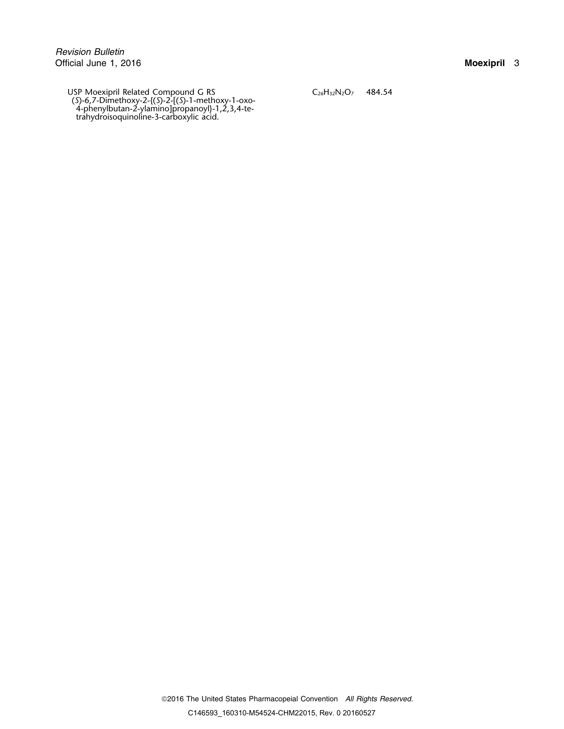USP Moexipril Related Compound G RS — $C_{26}H_{32}N_2O_7$ — 484.54

(*S*)-6,7-Dimethoxy-2-{(*S*)-2-[(*S*)-1-methoxy-1-oxo-4-phenylbutan-2-ylamino]propanoyl}-1,2,3,4-tetrahydroisoquinoline-3-carboxylic acid.